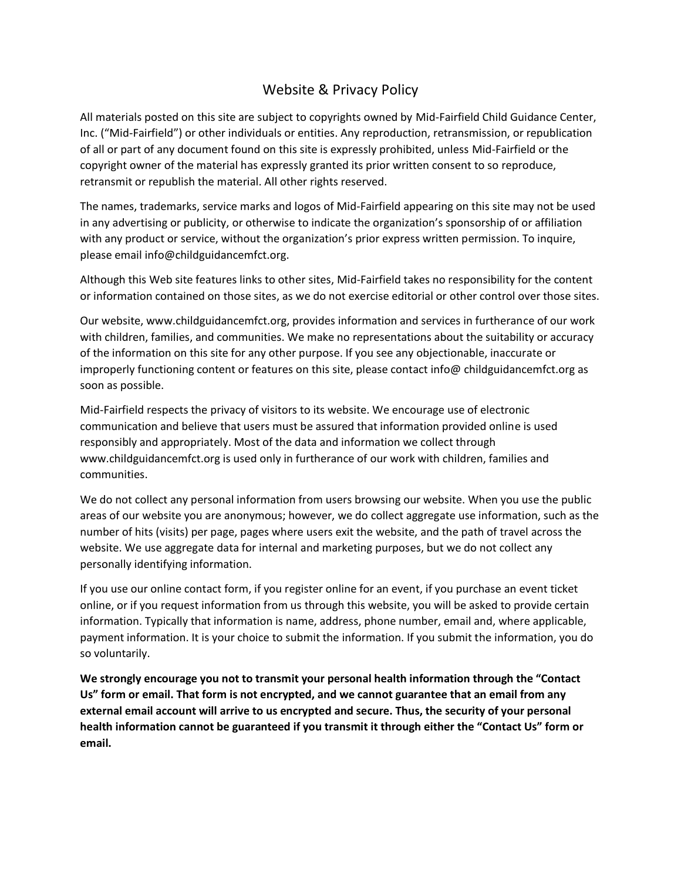# Website & Privacy Policy

All materials posted on this site are subject to copyrights owned by Mid-Fairfield Child Guidance Center, Inc. ("Mid-Fairfield") or other individuals or entities. Any reproduction, retransmission, or republication of all or part of any document found on this site is expressly prohibited, unless Mid-Fairfield or the copyright owner of the material has expressly granted its prior written consent to so reproduce, retransmit or republish the material. All other rights reserved.

The names, trademarks, service marks and logos of Mid-Fairfield appearing on this site may not be used in any advertising or publicity, or otherwise to indicate the organization's sponsorship of or affiliation with any product or service, without the organization's prior express written permission. To inquire, please email info@childguidancemfct.org.

Although this Web site features links to other sites, Mid-Fairfield takes no responsibility for the content or information contained on those sites, as we do not exercise editorial or other control over those sites.

Our website, www.childguidancemfct.org, provides information and services in furtherance of our work with children, families, and communities. We make no representations about the suitability or accuracy of the information on this site for any other purpose. If you see any objectionable, inaccurate or improperly functioning content or features on this site, please contact info@ childguidancemfct.org as soon as possible.

Mid-Fairfield respects the privacy of visitors to its website. We encourage use of electronic communication and believe that users must be assured that information provided online is used responsibly and appropriately. Most of the data and information we collect through www.childguidancemfct.org is used only in furtherance of our work with children, families and communities.

We do not collect any personal information from users browsing our website. When you use the public areas of our website you are anonymous; however, we do collect aggregate use information, such as the number of hits (visits) per page, pages where users exit the website, and the path of travel across the website. We use aggregate data for internal and marketing purposes, but we do not collect any personally identifying information.

If you use our online contact form, if you register online for an event, if you purchase an event ticket online, or if you request information from us through this website, you will be asked to provide certain information. Typically that information is name, address, phone number, email and, where applicable, payment information. It is your choice to submit the information. If you submit the information, you do so voluntarily.

**We strongly encourage you not to transmit your personal health information through the "Contact Us" form or email. That form is not encrypted, and we cannot guarantee that an email from any external email account will arrive to us encrypted and secure. Thus, the security of your personal health information cannot be guaranteed if you transmit it through either the "Contact Us" form or email.**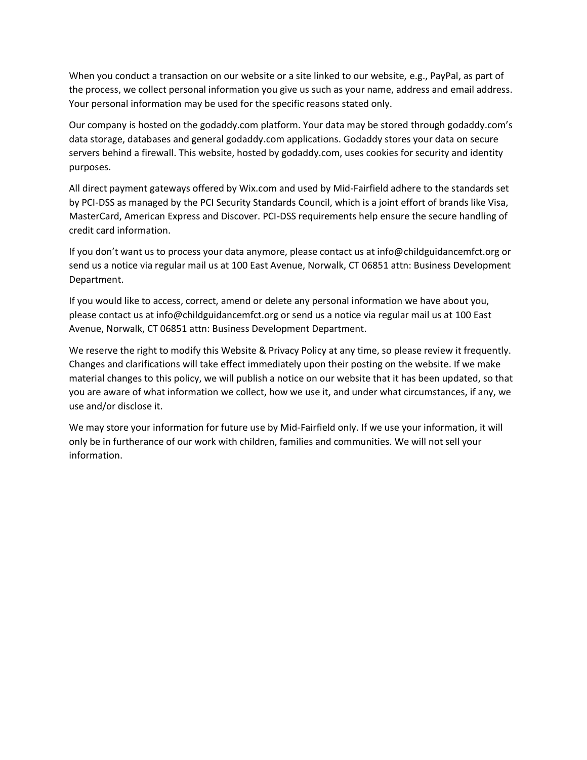When you conduct a transaction on our website or a site linked to our website, e.g., PayPal, as part of the process, we collect personal information you give us such as your name, address and email address. Your personal information may be used for the specific reasons stated only.

Our company is hosted on the godaddy.com platform. Your data may be stored through godaddy.com's data storage, databases and general godaddy.com applications. Godaddy stores your data on secure servers behind a firewall. This website, hosted by godaddy.com, uses cookies for security and identity purposes.

All direct payment gateways offered by Wix.com and used by Mid-Fairfield adhere to the standards set by PCI-DSS as managed by the PCI Security Standards Council, which is a joint effort of brands like Visa, MasterCard, American Express and Discover. PCI-DSS requirements help ensure the secure handling of credit card information.

If you don't want us to process your data anymore, please contact us at info@childguidancemfct.org or send us a notice via regular mail us at 100 East Avenue, Norwalk, CT 06851 attn: Business Development Department.

If you would like to access, correct, amend or delete any personal information we have about you, please contact us at info@childguidancemfct.org or send us a notice via regular mail us at 100 East Avenue, Norwalk, CT 06851 attn: Business Development Department.

We reserve the right to modify this Website & Privacy Policy at any time, so please review it frequently. Changes and clarifications will take effect immediately upon their posting on the website. If we make material changes to this policy, we will publish a notice on our website that it has been updated, so that you are aware of what information we collect, how we use it, and under what circumstances, if any, we use and/or disclose it.

We may store your information for future use by Mid-Fairfield only. If we use your information, it will only be in furtherance of our work with children, families and communities. We will not sell your information.